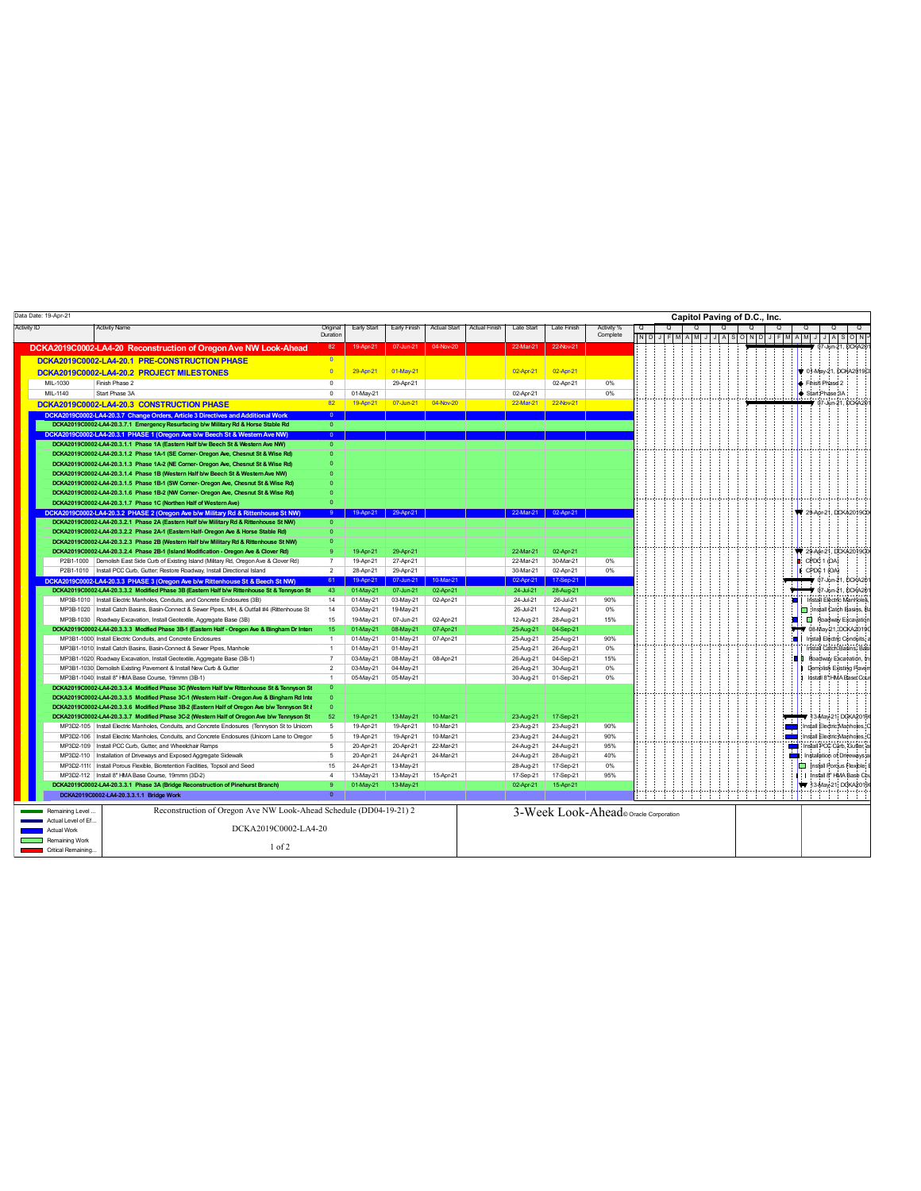Data Date: 19-Apr-21

**Capitol Paving of D.C., Inc.**

| Activity ID | Activity Name | Original Duration | Early Start | Early Finish | Actual Start | Actual Finish | Late Start | Late Finish | Activity % Complete |
|---|---|---|---|---|---|---|---|---|---|
| **DCKA2019C0002-LA4-20 Reconstruction of Oregon Ave NW Look-Ahead** | | 82 | 19-Apr-21 | 07-Jun-21 | 04-Nov-20 | | 22-Mar-21 | 22-Nov-21 | |
| **DCKA2019C0002-LA4-20.1 PRE-CONSTRUCTION PHASE** | | 0 | | | | | | | |
| **DCKA2019C0002-LA4-20.2 PROJECT MILESTONES** | | 0 | 29-Apr-21 | 01-May-21 | | | 02-Apr-21 | 02-Apr-21 | |
| MIL-1030 | Finish Phase 2 | 0 | | 29-Apr-21 | | | | 02-Apr-21 | 0% |
| MIL-1140 | Start Phase 3A | 0 | 01-May-21 | | | | 02-Apr-21 | | 0% |
| **DCKA2019C0002-LA4-20.3 CONSTRUCTION PHASE** | | 82 | 19-Apr-21 | 07-Jun-21 | 04-Nov-20 | | 22-Mar-21 | 22-Nov-21 | |
| DCKA2019C0002-LA4-20.3.7 Change Orders, Article 3 Directives and Additional Work | | 0 | | | | | | | |
| DCKA2019C0002-LA4-20.3.7.1 Emergency Resurfacing b/w Military Rd & Horse Stable Rd | | 0 | | | | | | | |
| DCKA2019C0002-LA4-20.3.1 PHASE 1 (Oregon Ave b/w Beech St & Western Ave NW) | | 0 | | | | | | | |
| DCKA2019C0002-LA4-20.3.1.1 Phase 1A (Eastern Half b/w Beech St & Western Ave NW) | | 0 | | | | | | | |
| DCKA2019C0002-LA4-20.3.1.2 Phase 1A-1 (SE Corner- Oregon Ave, Chesnut St & Wise Rd) | | 0 | | | | | | | |
| DCKA2019C0002-LA4-20.3.1.3 Phase 1A-2 (NE Corner- Oregon Ave, Chesnut St & Wise Rd) | | 0 | | | | | | | |
| DCKA2019C0002-LA4-20.3.1.4 Phase 1B (Western Half b/w Beech St & Western Ave NW) | | 0 | | | | | | | |
| DCKA2019C0002-LA4-20.3.1.5 Phase 1B-1 (SW Corner- Oregon Ave, Chesnut St & Wise Rd) | | 0 | | | | | | | |
| DCKA2019C0002-LA4-20.3.1.6 Phase 1B-2 (NW Corner- Oregon Ave, Chesnut St & Wise Rd) | | 0 | | | | | | | |
| DCKA2019C0002-LA4-20.3.1.7 Phase 1C (Northen Half of Western Ave) | | 0 | | | | | | | |
| DCKA2019C0002-LA4-20.3.2 PHASE 2 (Oregon Ave b/w Military Rd & Rittenhouse St NW) | | 9 | 19-Apr-21 | 29-Apr-21 | | | 22-Mar-21 | 02-Apr-21 | |
| DCKA2019C0002-LA4-20.3.2.1 Phase 2A (Eastern Half b/w Military Rd & Rittenhouse St NW) | | 0 | | | | | | | |
| DCKA2019C0002-LA4-20.3.2.2 Phase 2A-1 (Eastern Half- Oregon Ave & Horse Stable Rd) | | 0 | | | | | | | |
| DCKA2019C0002-LA4-20.3.2.3 Phase 2B (Western Half b/w Military Rd & Rittenhouse St NW) | | 0 | | | | | | | |
| DCKA2019C0002-LA4-20.3.2.4 Phase 2B-1 (Island Modification - Oregon Ave & Clover Rd) | | 9 | 19-Apr-21 | 29-Apr-21 | | | 22-Mar-21 | 02-Apr-21 | |
| P2B1-1000 | Demolish East Side Curb of Existing Island (Military Rd, Oregon Ave & Clover Rd) | 7 | 19-Apr-21 | 27-Apr-21 | | | 22-Mar-21 | 30-Mar-21 | 0% |
| P2B1-1010 | Install PCC Curb, Gutter, Restore Roadway, Install Directional Island | 2 | 28-Apr-21 | 29-Apr-21 | | | 30-Mar-21 | 02-Apr-21 | 0% |
| DCKA2019C0002-LA4-20.3.3 PHASE 3 (Oregon Ave b/w Rittenhouse St & Beech St NW) | | 61 | 19-Apr-21 | 07-Jun-21 | 10-Mar-21 | | 02-Apr-21 | 17-Sep-21 | |
| DCKA2019C0002-LA4-20.3.3.2 Modified Phase 3B (Eastern Half b/w Rittenhouse St & Tennyson St | | 43 | 01-May-21 | 07-Jun-21 | 02-Apr-21 | | 24-Jul-21 | 28-Aug-21 | |
| MP3B-1010 | Install Electric Manholes, Conduits, and Concrete Enclosures (3B) | 14 | 01-May-21 | 03-May-21 | 02-Apr-21 | | 24-Jul-21 | 26-Jul-21 | 90% |
| MP3B-1020 | Install Catch Basins, Basin-Connect & Sewer Pipes, MH, & Outfall #4 (Rittenhouse St | 14 | 03-May-21 | 19-May-21 | | | 26-Jul-21 | 12-Aug-21 | 0% |
| MP3B-1030 | Roadway Excavation, Install Geotextile, Aggregate Base (3B) | 15 | 19-May-21 | 07-Jun-21 | 02-Apr-21 | | 12-Aug-21 | 28-Aug-21 | 15% |
| DCKA2019C0002-LA4-20.3.3.3 Modified Phase 3B-1 (Eastern Half - Oregon Ave & Bingham Dr Inters | | 15 | 01-May-21 | 08-May-21 | 07-Apr-21 | | 25-Aug-21 | 04-Sep-21 | |
| MP3B1-1000 | Install Electric Conduits, and Concrete Enclosures | 1 | 01-May-21 | 01-May-21 | 07-Apr-21 | | 25-Aug-21 | 25-Aug-21 | 90% |
| MP3B1-1010 | Install Catch Basins, Basin-Connect & Sewer Pipes, Manhole | 1 | 01-May-21 | 01-May-21 | | | 25-Aug-21 | 26-Aug-21 | 0% |
| MP3B1-1020 | Roadway Excavation, Install Geotextile, Aggregate Base (3B-1) | 7 | 03-May-21 | 08-May-21 | 08-Apr-21 | | 26-Aug-21 | 04-Sep-21 | 15% |
| MP3B1-1030 | Demolish Existing Pavement & Install New Curb & Gutter | 2 | 03-May-21 | 04-May-21 | | | 26-Aug-21 | 30-Aug-21 | 0% |
| MP3B1-1040 | Install 8" HMA Base Course, 19mmn (3B-1) | 1 | 05-May-21 | 05-May-21 | | | 30-Aug-21 | 01-Sep-21 | 0% |
| DCKA2019C0002-LA4-20.3.3.4 Modified Phase 3C (Western Half b/w Rittenhouse St & Tennyson St | | 0 | | | | | | | |
| DCKA2019C0002-LA4-20.3.3.5 Modified Phase 3C-1 (Western Half - Oregon Ave & Bingham Rd Inte | | 0 | | | | | | | |
| DCKA2019C0002-LA4-20.3.3.6 Modified Phase 3B-2 (Eastern Half of Oregon Ave b/w Tennyson St & | | 0 | | | | | | | |
| DCKA2019C0002-LA4-20.3.3.7 Modified Phase 3C-2 (Western Half of Oregon Ave b/w Tennyson St | | 52 | 19-Apr-21 | 13-May-21 | 10-Mar-21 | | 23-Aug-21 | 17-Sep-21 | |
| MP3D2-105 | Install Electric Manholes, Conduits, and Concrete Enclosures (Tennyson St to Unicorn | 5 | 19-Apr-21 | 19-Apr-21 | 10-Mar-21 | | 23-Aug-21 | 23-Aug-21 | 90% |
| MP3D2-106 | Install Electric Manholes, Conduits, and Concrete Enclosures (Unicorn Lane to Oregon | 5 | 19-Apr-21 | 19-Apr-21 | 10-Mar-21 | | 23-Aug-21 | 24-Aug-21 | 90% |
| MP3D2-109 | Install PCC Curb, Gutter, and Wheelchair Ramps | 5 | 20-Apr-21 | 20-Apr-21 | 22-Mar-21 | | 24-Aug-21 | 24-Aug-21 | 95% |
| MP3D2-110 | Installation of Driveways and Exposed Aggregate Sidewalk | 5 | 20-Apr-21 | 24-Apr-21 | 24-Mar-21 | | 24-Aug-21 | 28-Aug-21 | 40% |
| MP3D2-111( | Install Porous Flexible, Bioretention Facilities, Topsoil and Seed | 15 | 24-Apr-21 | 13-May-21 | | | 28-Aug-21 | 17-Sep-21 | 0% |
| MP3D2-112 | Install 8" HMA Base Course, 19mmn (3D-2) | 4 | 13-May-21 | 13-May-21 | 15-Apr-21 | | 17-Sep-21 | 17-Sep-21 | 95% |
| DCKA2019C0002-LA4-20.3.3.1 Phase 3A (Bridge Reconstruction of Pinehurst Branch) | | 9 | 01-May-21 | 13-May-21 | | | 02-Apr-21 | 15-Apr-21 | |
| DCKA2019C0002-LA4-20.3.3.1.1 Bridge Work | | 0 | | | | | | | |

Legend: Remaining Level ...; Actual Level of Ef...; Actual Work; Remaining Work; Critical Remaining...

Reconstruction of Oregon Ave NW Look-Ahead Schedule (DD04-19-21) 2

DCKA2019C0002-LA4-20

3-Week Look-Ahead © Oracle Corporation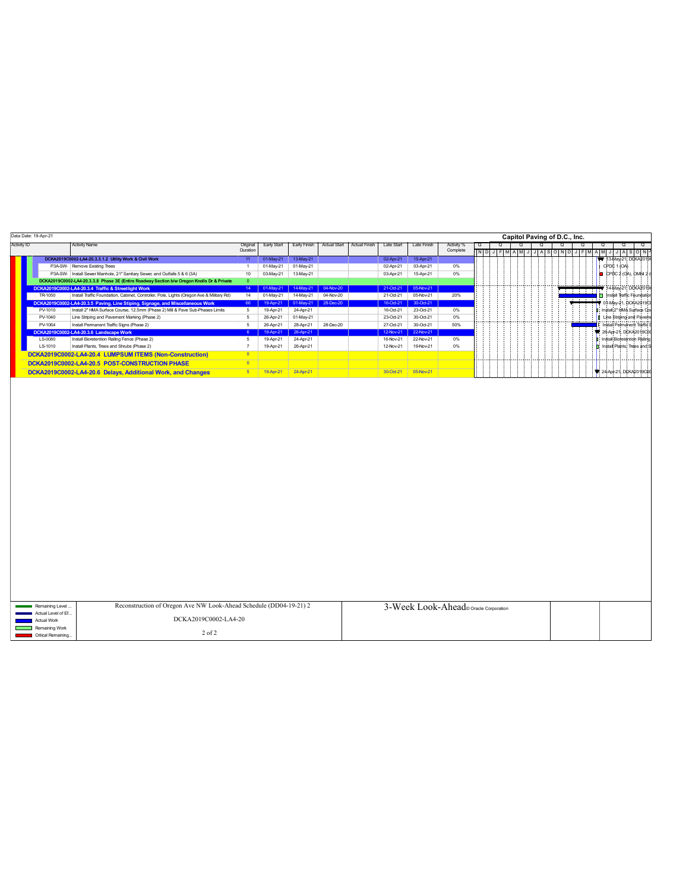Data Date: 19-Apr-21

**Capitol Paving of D.C., Inc.**

| Activity ID | Activity Name | Original Duration | Early Start | Early Finish | Actual Start | Actual Finish | Late Start | Late Finish | Activity % Complete |
|---|---|---|---|---|---|---|---|---|---|
| **DCKA2019C0002-LA4-20.3.3.1.2 Utility Work & Civil Work** | | 11 | 01-May-21 | 13-May-21 | | | 02-Apr-21 | 15-Apr-21 | |
| P3A-SW- | Remove Existing Trees | 1 | 01-May-21 | 01-May-21 | | | 02-Apr-21 | 03-Apr-21 | 0% |
| P3A-SW- | Install Sewer Manhole, 21" Sanitary Sewer, and Outfalls 5 & 6 (3A) | 10 | 03-May-21 | 13-May-21 | | | 03-Apr-21 | 15-Apr-21 | 0% |
| **DCKA2019C0002-LA4-20.3.3.8 Phase 3E (Entire Roadway Section b/w Oregon Knolls Dr & Private** | | 0 | | | | | | | |
| **DCKA2019C0002-LA4-20.3.4 Traffic & Streetlight Work** | | 14 | 01-May-21 | 14-May-21 | 04-Nov-20 | | 21-Oct-21 | 05-Nov-21 | |
| TR-1050 | Install Traffic Foundation, Cabinet, Controller, Pole, Lights (Oregon Ave & Military Rd) | 14 | 01-May-21 | 14-May-21 | 04-Nov-20 | | 21-Oct-21 | 05-Nov-21 | 20% |
| **DCKA2019C0002-LA4-20.3.5 Paving, Line Stiping, Signage, and Miscellaneous Work** | | 66 | 19-Apr-21 | 01-May-21 | 28-Dec-20 | | 16-Oct-21 | 30-Oct-21 | |
| PV-1010 | Install 2" HMA Surface Course, 12.5mm (Phase 2) Mill & Pave Sub-Phases Limits | 5 | 19-Apr-21 | 24-Apr-21 | | | 16-Oct-21 | 23-Oct-21 | 0% |
| PV-1040 | Line Striping and Pavement Marking (Phase 2) | 5 | 26-Apr-21 | 01-May-21 | | | 23-Oct-21 | 30-Oct-21 | 0% |
| PV-1064 | Install Permanent Traffic Signs (Phase 2) | 5 | 26-Apr-21 | 28-Apr-21 | 28-Dec-20 | | 27-Oct-21 | 30-Oct-21 | 50% |
| **DCKA2019C0002-LA4-20.3.6 Landscape Work** | | 6 | 19-Apr-21 | 26-Apr-21 | | | 12-Nov-21 | 22-Nov-21 | |
| LS-0080 | Install Bioretention Railing Fence (Phase 2) | 5 | 19-Apr-21 | 24-Apr-21 | | | 16-Nov-21 | 22-Nov-21 | 0% |
| LS-1010 | Install Plants, Trees and Shrubs (Phase 2) | 7 | 19-Apr-21 | 26-Apr-21 | | | 12-Nov-21 | 19-Nov-21 | 0% |
| **DCKA2019C0002-LA4-20.4 LUMPSUM ITEMS (Non-Construction)** | | 0 | | | | | | | |
| **DCKA2019C0002-LA4-20.5 POST-CONSTRUCTION PHASE** | | 0 | | | | | | | |
| **DCKA2019C0002-LA4-20.6 Delays, Additional Work, and Changes** | | 5 | 19-Apr-21 | 24-Apr-21 | | | 30-Oct-21 | 05-Nov-21 | |

13-May-21, DCKA2019
CPDC 1 (ON)
CPDC 2 (ON), OMNI 2 (
14-May-21, DCKA2019
Install Traffic Foundation
01-May-21, DCKA2019C
Install 2" HMA Surface Co
Line Striping and Paveme
Install Permanent Traffic S
26-Apr-21, DCKA2019C0
Install Bioretention Railing
Install Plants, Trees and S
24-Apr-21, DCKA2019C00

Remaining Level ...
Actual Level of Ef...
Actual Work
Remaining Work
Critical Remaining...

Reconstruction of Oregon Ave NW Look-Ahead Schedule (DD04-19-21) 2

DCKA2019C0002-LA4-20

3-Week Look-Ahead © Oracle Corporation